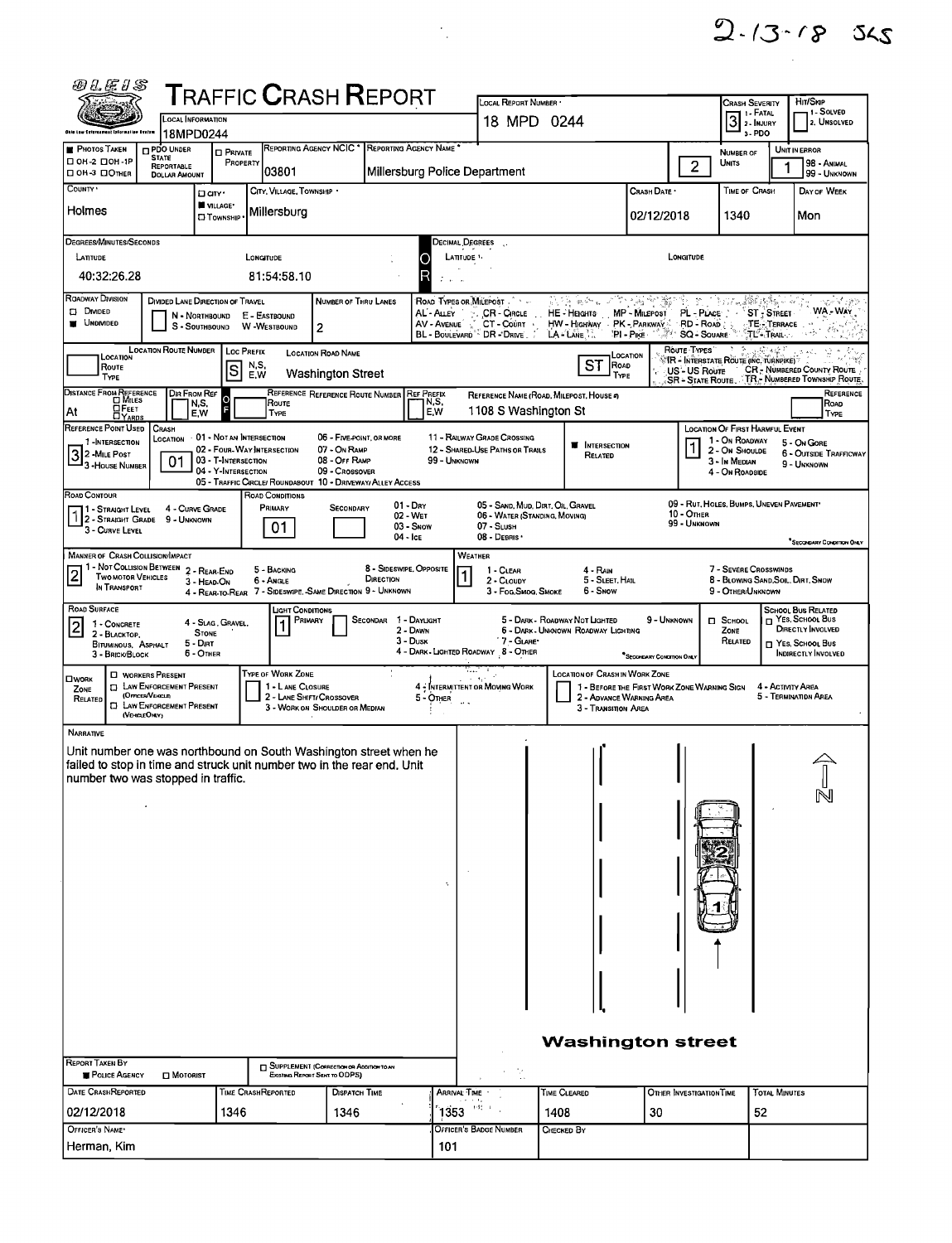2-13-18 SKS

# Traffic Crash Report

| Field | Value |
|---|---|
| Local Information | 18MPD0244 |
| Local Report Number | 18 MPD 0244 |
| Crash Severity | 3 (1 - Fatal, 2 - Injury, 3 - PDO) |
| Hit/Skip | 1 - Solved, 2. Unsolved |
| Photos Taken | OH-2, OH-1P, OH-3, Other |
| PDO Under State Reportable Dollar Amount | |
| Private Property | |
| Reporting Agency NCIC | 03801 |
| Reporting Agency Name | Millersburg Police Department |
| Number of Units | 2 |
| Unit in Error | 1 (98 - Animal, 99 - Unknown) |
| County | Holmes |
| City, Village, Township | Village: Millersburg |
| Crash Date | 02/12/2018 |
| Time of Crash | 1340 |
| Day of Week | Mon |

## Degrees/Minutes/Seconds

| Latitude | Longitude |
|---|---|
| 40:32:26.28 | 81:54:58.10 |

## Roadway

- Roadway Division: Undivided
- Divided Lane Direction of Travel: N - Northbound, S - Southbound, E - Eastbound, W - Westbound
- Number of Thru Lanes: 2
- Road Types or Milepost: AL - Alley, AV - Avenue, BL - Boulevard, CR - Circle, CT - Court, DR - Drive, HE - Heights, HW - Highway, LA - Lane, MP - Milepost, PK - Parkway, PI - Pike, PL - Place, RD - Road, SQ - Square, ST - Street, TE - Terrace, TL - Trail, WA - Way
- Location Route Number:
- Loc Prefix: S
- Location Road Name: Washington Street
- Location Road Type: ST
- Route Types: IR - Interstate Route (Inc. Turnpike), US - US Route, SR - State Route, CR - Numbered County Route, TR - Numbered Township Route
- Distance From Reference: At
- Reference Name (Road, Milepost, House #): 1108 S Washington St
- Reference Point Used: 3 - House Number
- Crash Location: 01 - Not an Intersection
- Location of First Harmful Event: 1 - On Roadway
- Road Contour: 1 - Straight Level
- Road Conditions: Primary 01 - Dry
- Manner of Crash Collision/Impact: 2 - Rear-End
- Weather: 1 - Clear
- Road Surface: 2 - Blacktop, Bituminous, Asphalt
- Light Conditions: Primary 1 - Daylight
- Work Zone: not marked

## Narrative

Unit number one was northbound on South Washington street when he failed to stop in time and struck unit number two in the rear end. Unit number two was stopped in traffic.

Washington street

N

## Report Information

| Field | Value |
|---|---|
| Report Taken By | Police Agency |
| Date Crash Reported | 02/12/2018 |
| Time Crash Reported | 1346 |
| Dispatch Time | 1346 |
| Arrival Time | 1353 |
| Time Cleared | 1408 |
| Other Investigation Time | 30 |
| Total Minutes | 52 |
| Officer's Name | Herman, Kim |
| Officer's Badge Number | 101 |
| Checked By | |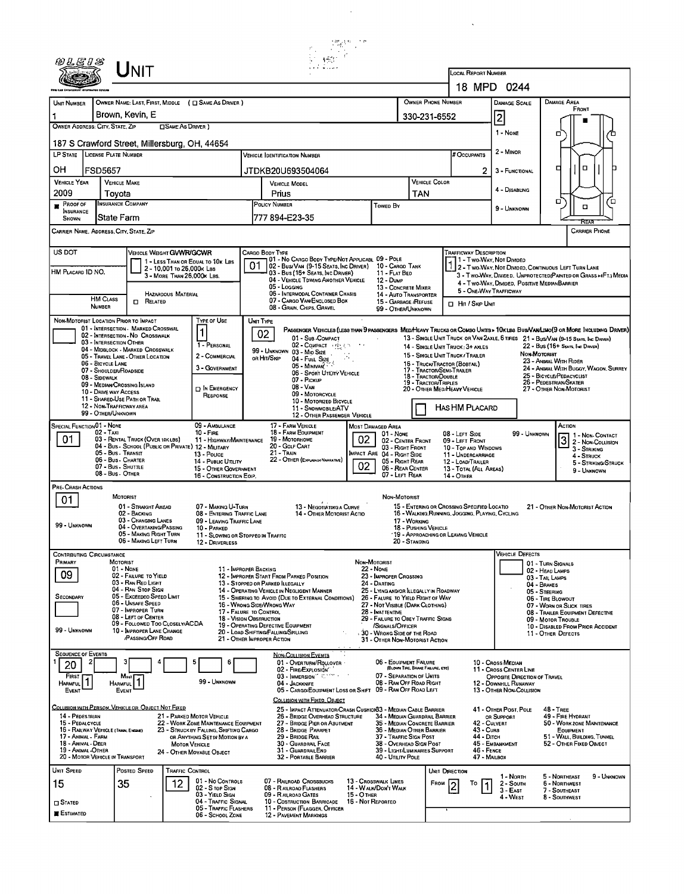# Unit

**Local Report Number:** 18 MPD 0244

| Unit Number | Owner Name: Last, First, Middle ( ☐ Same As Driver ) | Owner Phone Number | Damage Scale | Damage Area |
|---|---|---|---|---|
| 1 | Brown, Kevin, E | 330-231-6552 | 2 | Front |

**Owner Address: City, State, Zip** ☐ Same As Driver

187 S Crawford Street, Millersburg, OH, 44654

| LP State | License Plate Number | Vehicle Identification Number | # Occupants |
|---|---|---|---|
| OH | FSD5657 | JTDKB20U693504064 | 2 |

| Vehicle Year | Vehicle Make | Vehicle Model | Vehicle Color |
|---|---|---|---|
| 2009 | Toyota | Prius | TAN |

| Proof of Insurance Shown | Insurance Company | Policy Number | Towed By |
|---|---|---|---|
| ■ | State Farm | 777 894-E23-35 | |

Damage Scale: 1 - None; 2 - Minor; 3 - Functional; 4 - Disabling; 9 - Unknown

Carrier Name, Address, City, State, Zip — Carrier Phone

US DOT

HM Placard ID No.

HM Class Number ☐ Related (Hazardous Material)

**Vehicle Weight GVWR/GCWR:** 1 - Less Than or Equal to 10k Lbs; 2 - 10,001 to 26,000k Lbs; 3 - More Than 26,000k Lbs.

**Cargo Body Type:** 01
01 - No Cargo Body Type/Not Applicable; 02 - Bus/Van (9-15 Seats, Inc Driver); 03 - Bus (16+ Seats, Inc Driver); 04 - Vehicle Towing Another Vehicle; 05 - Logging; 06 - Intermodal Container Chassis; 07 - Cargo Van/Enclosed Box; 08 - Grain, Chips, Gravel; 09 - Pole; 10 - Cargo Tank; 11 - Flat Bed; 12 - Dump; 13 - Concrete Mixer; 14 - Auto Transporter; 15 - Garbage /Refuse; 99 - Other/Unknown

**Trafficway Description:** 1
1 - Two-Way, Not Divided; 2 - Two-Way, Not Divided, Continuous Left Turn Lane; 3 - Two-Way, Divided, Unprotected (Painted or Grass >4Ft.) Media; 4 - Two-Way, Divided, Positive Median Barrier; 5 - One-Way Trafficway

☐ Hit / Skip Unit

**Non-Motorist Location Prior to Impact:**
01 - Intersection - Marked Crosswalk; 02 - Intersection - No Crosswalk; 03 - Intersection Other; 04 - Midblock - Marked Crosswalk; 05 - Travel Lane - Other Location; 06 - Bicycle Lane; 07 - Shoulder/Roadside; 08 - Sidewalk; 09 - Median/Crossing Island; 10 - Drive way Access; 11 - Shared-Use Path or Trail; 12 - Non-Trafficway Area; 99 - Other/Unknown

**Type of Use:** 1
1 - Personal; 2 - Commercial; 3 - Government; ☐ In Emergency Response

**Unit Type:** 02
Passenger Vehicles (Less than 9 passengers): 01 - Sub-Compact; 02 - Compact; 99 - Unknown or Hit/Skip; 03 - Mid Size; 04 - Full Size; 05 - Minivan; 06 - Sport Utility Vehicle; 07 - Pickup; 08 - Van; 09 - Motorcycle; 10 - Motorized Bicycle; 11 - Snowmobile/ATV; 12 - Other Passenger Vehicle
Med/Heavy Trucks or Combo Units > 10k lbs Bus/Van/Limo (9 or More Including Driver): 13 - Single Unit Truck or Van 2axle, 6 Tires; 14 - Single Unit Truck: 3+ Axles; 15 - Single Unit Truck / Trailer; 16 - Truck/Tractor (Bobtail); 17 - Tractor/Semi-Trailer; 18 - Tractor/Double; 19 - Tractor/Triples; 20 - Other Med/Heavy Vehicle; 21 - Bus/Van (9-15 Seats, Inc Driver); 22 - Bus (16+ Seats, Inc Driver)
Non-Motorist: 23 - Animal With Rider; 24 - Animal With Buggy, Wagon, Surrey; 25 - Bicycle/Pedacyclist; 26 - Pedestrian/Skater; 27 - Other Non-Motorist

☐ Has HM Placard

**Special Function:** 01
01 - None; 02 - Taxi; 03 - Rental Truck (Over 10k lbs); 04 - Bus - School (Public or Private); 05 - Bus - Transit; 06 - Bus - Charter; 07 - Bus - Shuttle; 08 - Bus - Other; 09 - Ambulance; 10 - Fire; 11 - Highway/Maintenance; 12 - Military; 13 - Police; 14 - Public Utility; 15 - Other Government; 16 - Construction Eqip.; 17 - Farm Vehicle; 18 - Farm Equipment; 19 - Motorhome; 20 - Golf Cart; 21 - Train; 22 - Other (Explain in Narrative)

**Most Damaged Area:** 02
**Impact Are:** 02
01 - None; 02 - Center Front; 03 - Right Front; 04 - Right Side; 05 - Right Rear; 06 - Rear Center; 07 - Left Rear; 08 - Left Side; 09 - Left Front; 10 - Top and Windows; 11 - Undercarriage; 12 - Load/Trailer; 13 - Total (All Areas); 14 - Other; 99 - Unknown

**Action:** 3
1 - Non-Contact; 2 - Non-Collision; 3 - Striking; 4 - Struck; 5 - Striking/Struck; 9 - Unknown

**Pre-Crash Actions:** 01
Motorist: 01 - Straight Ahead; 02 - Backing; 03 - Changing Lanes; 04 - Overtaking/Passing; 05 - Making Right Turn; 06 - Making Left Turn; 07 - Making U-Turn; 08 - Entering Traffic Lane; 09 - Leaving Traffic Lane; 10 - Parked; 11 - Slowing or Stopped in Traffic; 12 - Driverless; 13 - Negotiating a Curve; 14 - Other Motorist Actio; 99 - Unknown
Non-Motorist: 15 - Entering or Crossing Specified Locatio; 16 - Walking, Running, Jogging, Playing, Cycling; 17 - Working; 18 - Pushing Vehicle; 19 - Approaching or Leaving Vehicle; 20 - Standing; 21 - Other Non-Motorist Action

**Contributing Circumstance**
Primary: 09
Secondary:
Motorist: 01 - None; 02 - Failure to Yield; 03 - Ran Red Light; 04 - Ran Stop Sign; 05 - Exceeded Speed Limit; 06 - Unsafe Speed; 07 - Improper Turn; 08 - Left of Center; 09 - Followed Too Closely/ACDA; 10 - Improper Lane Change /Passing/Off Road; 11 - Improper Backing; 12 - Improper Start From Parked Position; 13 - Stopped or Parked Illegally; 14 - Operating Vehicle in Negligent Manner; 15 - Swering to Avoid (Due to External Conditions); 16 - Wrong Side/Wrong Way; 17 - Failure to Control; 18 - Vision Obstruction; 19 - Operating Defective Equipment; 20 - Load Shifting/Falling/Spilling; 21 - Other Improper Action; 99 - Unknown
Non-Motorist: 22 - None; 23 - Improper Crossing; 24 - Darting; 25 - Lying and/or Illegally in Roadway; 26 - Failure to Yield Right of Way; 27 - Not Visible (Dark Clothing); 28 - Inattentive; 29 - Failure to Obey Traffic Signs /Signals/Officer; 30 - Wrong Side of the Road; 31 - Other Non-Motorist Action

**Vehicle Defects:** 01 - Turn Signals; 02 - Head Lamps; 03 - Tail Lamps; 04 - Brakes; 05 - Steering; 06 - Tire Blowout; 07 - Worn or Slick Tires; 08 - Trailer Equipment Defective; 09 - Motor Trouble; 10 - Disabled From Prior Accident; 11 - Other Defects

**Sequence of Events:** 1: 20; 2: ; 3: ; 4: ; 5: ; 6:
First Harmful Event: 1; Most Harmful Event: 1; 99 - Unknown

Non-Collision Events: 01 - Overturn/Rollover; 02 - Fire/Explosion; 03 - Immersion; 04 - Jackknife; 05 - Cargo/Equipment Loss or Shift; 06 - Equipment Failure (Blown Tire, Brake Failure, etc); 07 - Separation of Units; 08 - Ran Off Road Right; 09 - Ran Off Road Left; 10 - Cross Median; 11 - Cross Center Line Opposite Direction of Travel; 12 - Downhill Runaway; 13 - Other Non-Collision

Collision with Person, Vehicle or Object Not Fixed: 14 - Pedestrian; 15 - Pedalcycle; 16 - Railway Vehicle (Train, Engine); 17 - Animal - Farm; 18 - Animal - Deer; 19 - Animal - Other; 20 - Motor Vehicle in Transport; 21 - Parked Motor Vehicle; 22 - Work Zone Maintenance Equipment; 23 - Struck by Falling, Shifting Cargo or Anything Set in Motion by a Motor Vehicle; 24 - Other Movable Object

Collision with Fixed, Object: 25 - Impact Attenuator/Crash Cushion; 26 - Bridge Overhead Structure; 27 - Bridge Pier or Abutment; 28 - Bridge Parapet; 29 - Bridge Rail; 30 - Guardrail Face; 31 - Guardrail End; 32 - Portable Barrier; 33 - Median Cable Barrier; 34 - Median Guardrail Barrier; 35 - Median Concrete Barrier; 36 - Median Other Barrier; 37 - Traffic Sign Post; 38 - Overhead Sign Post; 39 - Light/Luminaries Support; 40 - Utility Pole; 41 - Other Post, Pole or Support; 42 - Culvert; 43 - Curb; 44 - Ditch; 45 - Embankment; 46 - Fence; 47 - Mailbox; 48 - Tree; 49 - Fire Hydrant; 50 - Work Zone Maintenance Equipment; 51 - Wall, Building, Tunnel; 52 - Other Fixed Object

| Unit Speed | Posted Speed | Traffic Control | Unit Direction |
|---|---|---|---|
| 15 | 35 | 12 | From 2 To 1 |

☐ Stated ■ Estimated

Traffic Control: 01 - No Controls; 02 - Stop Sign; 03 - Yield Sign; 04 - Traffic Signal; 05 - Traffic Flashers; 06 - School Zone; 07 - Railroad Crossbucks; 08 - Railroad Flashers; 09 - Railroad Gates; 10 - Construction Barricade; 11 - Person (Flagger, Officer; 12 - Pavement Markings; 13 - Crosswalk Lines; 14 - Walk/Don't Walk; 15 - Other; 16 - Not Reported

Unit Direction: 1 - North; 2 - South; 3 - East; 4 - West; 5 - Northeast; 6 - Northwest; 7 - Southeast; 8 - Southwest; 9 - Unknown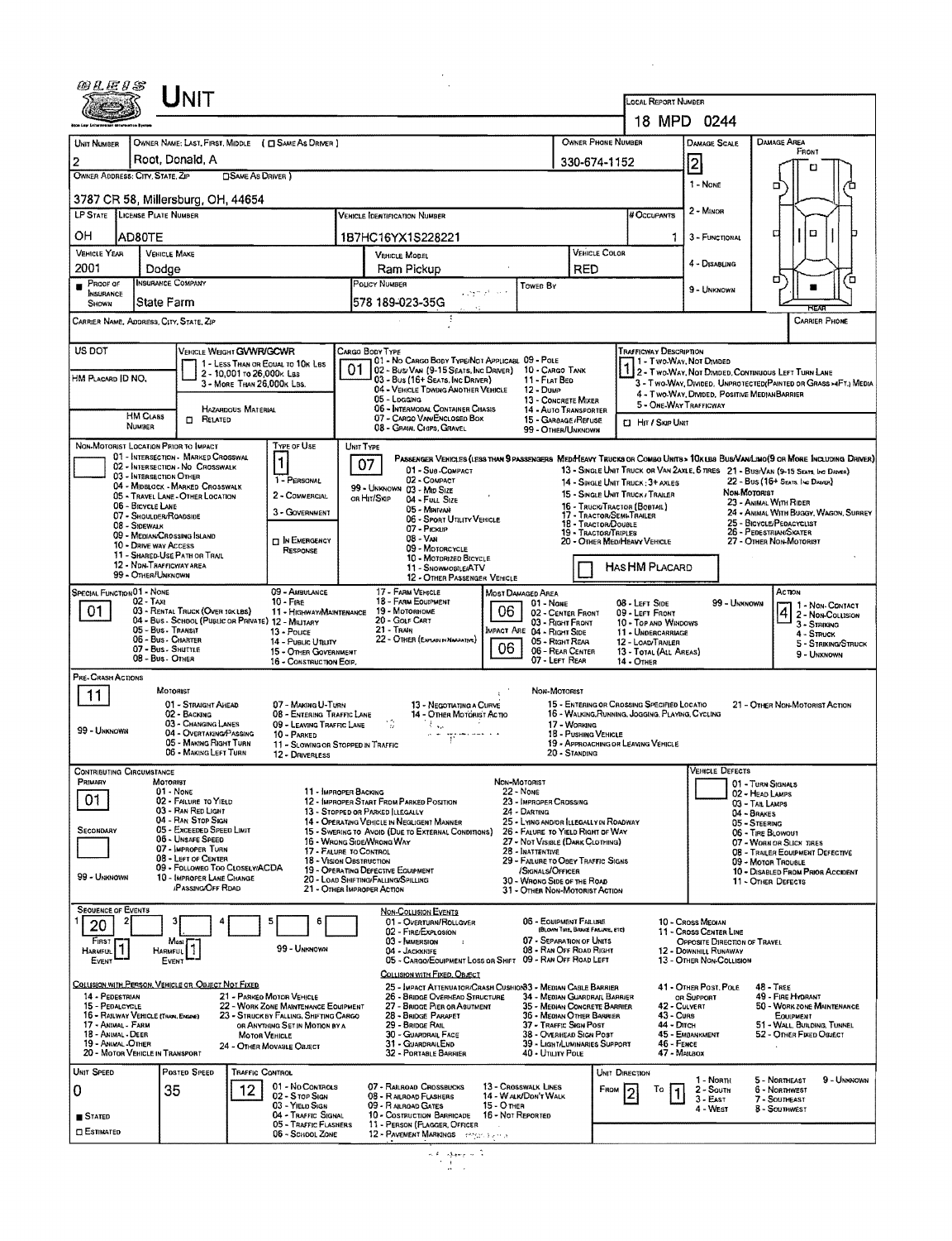# UNIT

**LOCAL REPORT NUMBER:** 18 MPD 0244

| UNIT NUMBER | OWNER NAME: LAST, FIRST, MIDDLE (☐ SAME AS DRIVER) | OWNER PHONE NUMBER | DAMAGE SCALE | DAMAGE AREA |
|---|---|---|---|---|
| 2 | Root, Donald, A | 330-674-1152 | 2 | |

**OWNER ADDRESS: CITY, STATE, ZIP** (☐ SAME AS DRIVER): 3787 CR 58, Millersburg, OH, 44654

| LP STATE | LICENSE PLATE NUMBER | VEHICLE IDENTIFICATION NUMBER | # OCCUPANTS |
|---|---|---|---|
| OH | AD80TE | 1B7HC16YX1S228221 | 1 |

| VEHICLE YEAR | VEHICLE MAKE | VEHICLE MODEL | VEHICLE COLOR |
|---|---|---|---|
| 2001 | Dodge | Ram Pickup | RED |

| PROOF OF INSURANCE SHOWN | INSURANCE COMPANY | POLICY NUMBER | TOWED BY |
|---|---|---|---|
| ■ | State Farm | 578 189-023-35G | |

Damage Scale: 1 - None; 2 - Minor; 3 - Functional; 4 - Disabling; 9 - Unknown

CARRIER NAME, ADDRESS, CITY, STATE, ZIP: | CARRIER PHONE:

US DOT: | HM PLACARD ID NO.: | HM CLASS NUMBER: | ☐ RELATED (Hazardous Material)

VEHICLE WEIGHT GVWR/GCWR: 1 - Less than or equal to 10K Lbs; 2 - 10,001 to 26,000K Lbs; 3 - More than 26,000K Lbs.

CARGO BODY TYPE: **01** — 01 - No Cargo Body Type/Not Applicable; 02 - Bus/Van (9-15 Seats, Inc Driver); 03 - Bus (16+ Seats, Inc Driver); 04 - Vehicle Towing Another Vehicle; 05 - Logging; 06 - Intermodal Container Chassis; 07 - Cargo Van/Enclosed Box; 08 - Grain, Chips, Gravel; 09 - Pole; 10 - Cargo Tank; 11 - Flat Bed; 12 - Dump; 13 - Concrete Mixer; 14 - Auto Transporter; 15 - Garbage/Refuse; 99 - Other/Unknown

TRAFFICWAY DESCRIPTION: **1** — 1 - Two-Way, Not Divided; 2 - Two-Way, Not Divided, Continuous Left Turn Lane; 3 - Two-Way, Divided, Unprotected (Painted or Grass >4Ft.) Media; 4 - Two-Way, Divided, Positive Median Barrier; 5 - One-Way Trafficway; ☐ Hit / Skip Unit

NON-MOTORIST LOCATION PRIOR TO IMPACT: 01 - Intersection - Marked Crosswalk; 02 - Intersection - No Crosswalk; 03 - Intersection Other; 04 - Midblock - Marked Crosswalk; 05 - Travel Lane - Other Location; 06 - Bicycle Lane; 07 - Shoulder/Roadside; 08 - Sidewalk; 09 - Median/Crossing Island; 10 - Drive Way Access; 11 - Shared-Use Path or Trail; 12 - Non-Trafficway Area; 99 - Other/Unknown

TYPE OF USE: **1** — 1 - Personal; 2 - Commercial; 3 - Government; ☐ In Emergency Response

UNIT TYPE: **07** — Passenger Vehicles (less than 9 passengers): 01 - Sub-Compact; 02 - Compact; 99 - Unknown 03 - Mid Size; or Hit/Skip 04 - Full Size; 05 - Minivan; 06 - Sport Utility Vehicle; 07 - Pickup; 08 - Van; 09 - Motorcycle; 10 - Motorized Bicycle; 11 - Snowmobile/ATV; 12 - Other Passenger Vehicle. Med/Heavy Trucks or Combo Units > 10K lbs Bus/Van/Limo (9 or more including driver): 13 - Single Unit Truck or Van 2Axle, 6 Tires; 14 - Single Unit Truck: 3+ Axles; 15 - Single Unit Truck / Trailer; 16 - Truck/Tractor (Bobtail); 17 - Tractor/Semi-Trailer; 18 - Tractor/Double; 19 - Tractor/Triples; 20 - Other Med/Heavy Vehicle; 21 - Bus/Van (9-15 Seats, Inc Driver); 22 - Bus (16+ Seats, Inc Driver). Non-Motorist: 23 - Animal With Rider; 24 - Animal With Buggy, Wagon, Surrey; 25 - Bicycle/Pedacyclist; 26 - Pedestrian/Skater; 27 - Other Non-Motorist. ☐ Has HM Placard

SPECIAL FUNCTION: **01** — 01 - None; 02 - Taxi; 03 - Rental Truck (Over 10K lbs); 04 - Bus - School (Public or Private); 05 - Bus - Transit; 06 - Bus - Charter; 07 - Bus - Shuttle; 08 - Bus - Other; 09 - Ambulance; 10 - Fire; 11 - Highway/Maintenance; 12 - Military; 13 - Police; 14 - Public Utility; 15 - Other Government; 16 - Construction Eqip.; 17 - Farm Vehicle; 18 - Farm Equipment; 19 - Motorhome; 20 - Golf Cart; 21 - Train; 22 - Other (Explain in Narrative)

MOST DAMAGED AREA: **06**; IMPACT ARE: **06** — 01 - None; 02 - Center Front; 03 - Right Front; 04 - Right Side; 05 - Right Rear; 06 - Rear Center; 07 - Left Rear; 08 - Left Side; 09 - Left Front; 10 - Top and Windows; 11 - Undercarriage; 12 - Load/Trailer; 13 - Total (All Areas); 14 - Other; 99 - Unknown

ACTION: **4** — 1 - Non-Contact; 2 - Non-Collision; 3 - Striking; 4 - Struck; 5 - Striking/Struck; 9 - Unknown

PRE-CRASH ACTIONS: **11** — Motorist: 01 - Straight Ahead; 02 - Backing; 03 - Changing Lanes; 04 - Overtaking/Passing; 05 - Making Right Turn; 06 - Making Left Turn; 07 - Making U-Turn; 08 - Entering Traffic Lane; 09 - Leaving Traffic Lane; 10 - Parked; 11 - Slowing or Stopped in Traffic; 12 - Driverless; 13 - Negotiating a Curve; 14 - Other Motorist Actio; 99 - Unknown. Non-Motorist: 15 - Entering or Crossing Specified Locatio; 16 - Walking, Running, Jogging, Playing, Cycling; 17 - Working; 18 - Pushing Vehicle; 19 - Approaching or Leaving Vehicle; 20 - Standing; 21 - Other Non-Motorist Action

CONTRIBUTING CIRCUMSTANCE: PRIMARY **01**; SECONDARY: — Motorist: 01 - None; 02 - Failure to Yield; 03 - Ran Red Light; 04 - Ran Stop Sign; 05 - Exceeded Speed Limit; 06 - Unsafe Speed; 07 - Improper Turn; 08 - Left of Center; 09 - Followed Too Closely/ACDA; 10 - Improper Lane Change /Passing/Off Road; 11 - Improper Backing; 12 - Improper Start From Parked Position; 13 - Stopped or Parked Illegally; 14 - Operating Vehicle in Negligent Manner; 15 - Swering to Avoid (Due to External Conditions); 16 - Wrong Side/Wrong Way; 17 - Failure to Control; 18 - Vision Obstruction; 19 - Operating Defective Equipment; 20 - Load Shifting/Falling/Spilling; 21 - Other Improper Action; 99 - Unknown. Non-Motorist: 22 - None; 23 - Improper Crossing; 24 - Darting; 25 - Lying and/or Illegally in Roadway; 26 - Failure to Yield Right of Way; 27 - Not Visible (Dark Clothing); 28 - Inattentive; 29 - Failure to Obey Traffic Signs /Signals/Officer; 30 - Wrong Side of the Road; 31 - Other Non-Motorist Action

VEHICLE DEFECTS: 01 - Turn Signals; 02 - Head Lamps; 03 - Tail Lamps; 04 - Brakes; 05 - Steering; 06 - Tire Blowout; 07 - Worn or Slick Tires; 08 - Trailer Equipment Defective; 09 - Motor Trouble; 10 - Disabled From Prior Accident; 11 - Other Defects

SEQUENCE OF EVENTS: 1: **20**; 2–6: (blank); First Harmful Event: **1**; Most Harmful Event: **1**; 99 - Unknown

Non-Collision Events: 01 - Overturn/Rollover; 02 - Fire/Explosion; 03 - Immersion; 04 - Jackknife; 05 - Cargo/Equipment Loss or Shift; 06 - Equipment Failure (Blown Tire, Brake Failure, etc); 07 - Separation of Units; 08 - Ran Off Road Right; 09 - Ran Off Road Left; 10 - Cross Median; 11 - Cross Center Line Opposite Direction of Travel; 12 - Downhill Runaway; 13 - Other Non-Collision

Collision with Person, Vehicle or Object Not Fixed: 14 - Pedestrian; 15 - Pedalcycle; 16 - Railway Vehicle (Train, Engine); 17 - Animal - Farm; 18 - Animal - Deer; 19 - Animal - Other; 20 - Motor Vehicle in Transport; 21 - Parked Motor Vehicle; 22 - Work Zone Maintenance Equipment; 23 - Struck by Falling, Shifting Cargo or Anything Set in Motion by a Motor Vehicle; 24 - Other Movable Object

Collision with Fixed, Object: 25 - Impact Attenuator/Crash Cushion; 26 - Bridge Overhead Structure; 27 - Bridge Pier or Abutment; 28 - Bridge Parapet; 29 - Bridge Rail; 30 - Guardrail Face; 31 - Guardrail End; 32 - Portable Barrier; 33 - Median Cable Barrier; 34 - Median Guardrail Barrier; 35 - Median Concrete Barrier; 36 - Median Other Barrier; 37 - Traffic Sign Post; 38 - Overhead Sign Post; 39 - Light/Luminaries Support; 40 - Utility Pole; 41 - Other Post, Pole or Support; 42 - Culvert; 43 - Curb; 44 - Ditch; 45 - Embankment; 46 - Fence; 47 - Mailbox; 48 - Tree; 49 - Fire Hydrant; 50 - Work Zone Maintenance Equipment; 51 - Wall, Building, Tunnel; 52 - Other Fixed Object

| UNIT SPEED | POSTED SPEED | TRAFFIC CONTROL | UNIT DIRECTION |
|---|---|---|---|
| 0 | 35 | 12 | From 2 To 1 |

■ Stated; ☐ Estimated

Traffic Control: 01 - No Controls; 02 - Stop Sign; 03 - Yield Sign; 04 - Traffic Signal; 05 - Traffic Flashers; 06 - School Zone; 07 - Railroad Crossbucks; 08 - Railroad Flashers; 09 - Railroad Gates; 10 - Costruction Barricade; 11 - Person (Flagger, Officer); 12 - Pavement Markings; 13 - Crosswalk Lines; 14 - Walk/Don't Walk; 15 - Other; 16 - Not Reported

Unit Direction: 1 - North; 2 - South; 3 - East; 4 - West; 5 - Northeast; 6 - Northwest; 7 - Southeast; 8 - Southwest; 9 - Unknown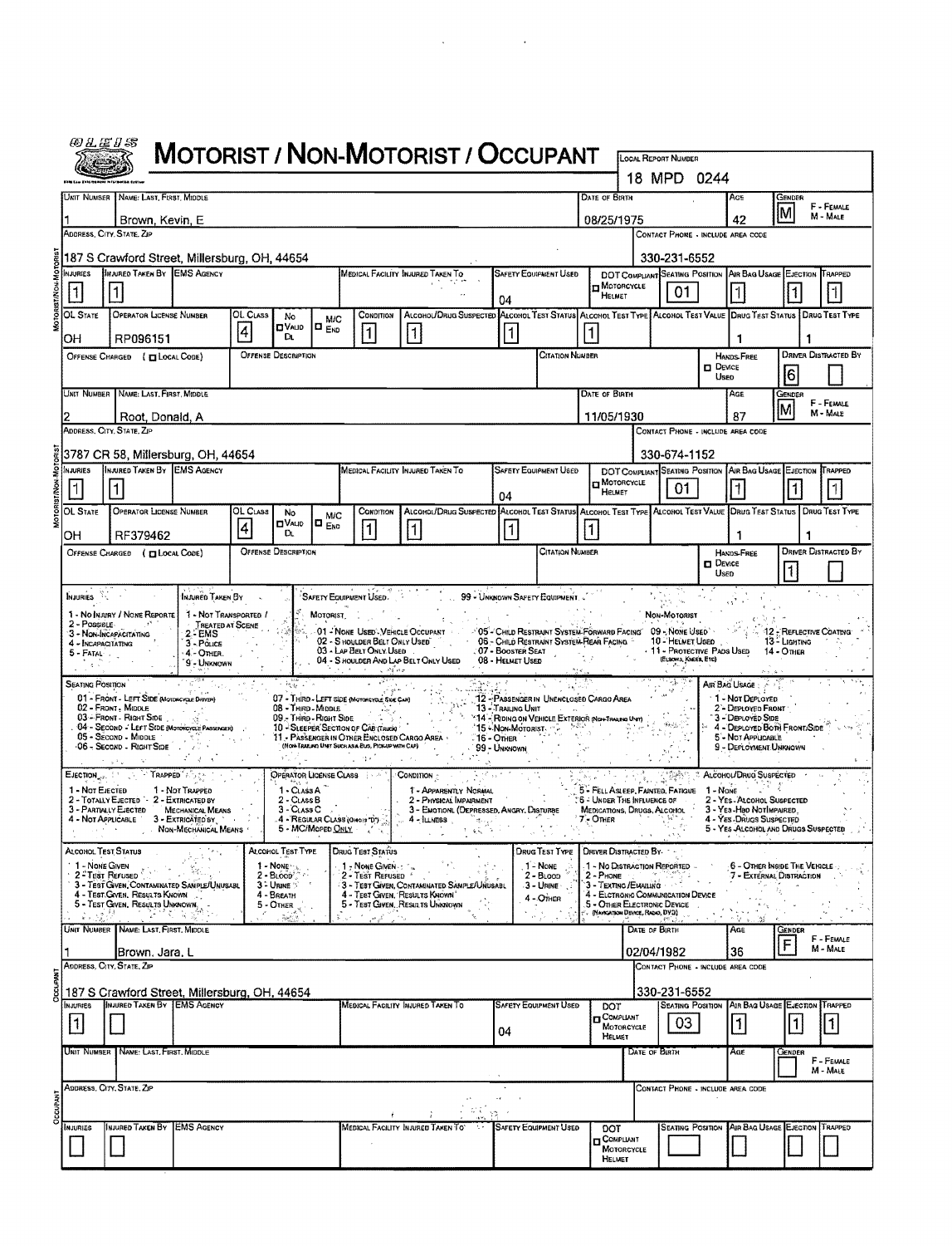# MOTORIST / NON-MOTORIST / OCCUPANT

OLEIS

Local Report Number: 18 MPD 0244

## Motorist/Non-Motorist

| Unit Number | Name: Last, First, Middle | Date of Birth | Age | Gender (F - Female, M - Male) |
|---|---|---|---|---|
| 1 | Brown, Kevin, E | 08/25/1975 | 42 | M |

| Address, City, State, Zip | Contact Phone - Include Area Code |
|---|---|
| 187 S Crawford Street, Millersburg, OH, 44654 | 330-231-6552 |

| Injuries | Injured Taken By | EMS Agency | Medical Facility Injured Taken To | Safety Equipment Used | DOT Compliant Motorcycle Helmet | Seating Position | Air Bag Usage | Ejection | Trapped |
|---|---|---|---|---|---|---|---|---|---|
| 1 | 1 | | | 04 | | 01 | 1 | 1 | 1 |

| OL State | Operator License Number | OL Class | No Valid DL | M/C End | Condition | Alcohol/Drug Suspected | Alcohol Test Status | Alcohol Test Type | Alcohol Test Value | Drug Test Status | Drug Test Type |
|---|---|---|---|---|---|---|---|---|---|---|---|
| OH | RP096151 | 4 | | | 1 | 1 | 1 | 1 | | 1 | 1 |

| Offense Charged (Local Code) | Offense Description | Citation Number | Hands-Free Device Used | Driver Distracted By |
|---|---|---|---|---|
| | | | | 6 |

| Unit Number | Name: Last, First, Middle | Date of Birth | Age | Gender (F - Female, M - Male) |
|---|---|---|---|---|
| 2 | Root, Donald, A | 11/05/1930 | 87 | M |

| Address, City, State, Zip | Contact Phone - Include Area Code |
|---|---|
| 3787 CR 58, Millersburg, OH, 44654 | 330-674-1152 |

| Injuries | Injured Taken By | EMS Agency | Medical Facility Injured Taken To | Safety Equipment Used | DOT Compliant Motorcycle Helmet | Seating Position | Air Bag Usage | Ejection | Trapped |
|---|---|---|---|---|---|---|---|---|---|
| 1 | 1 | | | 04 | | 01 | 1 | 1 | 1 |

| OL State | Operator License Number | OL Class | No Valid DL | M/C End | Condition | Alcohol/Drug Suspected | Alcohol Test Status | Alcohol Test Type | Alcohol Test Value | Drug Test Status | Drug Test Type |
|---|---|---|---|---|---|---|---|---|---|---|---|
| OH | RF379462 | 4 | | | 1 | 1 | 1 | 1 | | 1 | 1 |

| Offense Charged (Local Code) | Offense Description | Citation Number | Hands-Free Device Used | Driver Distracted By |
|---|---|---|---|---|
| | | | | 1 |

## Codes

**Injuries:** 1 - No Injury / None Reported; 2 - Possible; 3 - Non-Incapacitating; 4 - Incapacitating; 5 - Fatal

**Injured Taken By:** 1 - Not Transported / Treated at Scene; 2 - EMS; 3 - Police; 4 - Other; 9 - Unknown

**Safety Equipment Used:** 99 - Unknown Safety Equipment
- Motorist: 01 - None Used - Vehicle Occupant; 02 - Shoulder Belt Only Used; 03 - Lap Belt Only Used; 04 - Shoulder And Lap Belt Only Used; 05 - Child Restraint System-Forward Facing; 06 - Child Restraint System-Rear Facing; 07 - Booster Seat; 08 - Helmet Used
- Non-Motorist: 09 - None Used; 10 - Helmet Used; 11 - Protective Pads Used (Elbows, Knees, Etc); 12 - Reflective Coating; 13 - Lighting; 14 - Other

**Seating Position:** 01 - Front - Left Side (Motorcycle Driver); 02 - Front - Middle; 03 - Front - Right Side; 04 - Second - Left Side (Motorcycle Passenger); 05 - Second - Middle; 06 - Second - Right Side; 07 - Third - Left Side (Motorcycle Side Car); 08 - Third - Middle; 09 - Third - Right Side; 10 - Sleeper Section of Cab (Truck); 11 - Passenger in Other Enclosed Cargo Area (Non-Trailing Unit Such as a Bus, Pickup with Cap); 12 - Passenger in Unenclosed Cargo Area; 13 - Trailing Unit; 14 - Riding on Vehicle Exterior (Non-Trailing Unit); 15 - Non-Motorist; 16 - Other; 99 - Unknown

**Air Bag Usage:** 1 - Not Deployed; 2 - Deployed Front; 3 - Deployed Side; 4 - Deployed Both Front/Side; 5 - Not Applicable; 9 - Deployment Unknown

**Ejection:** 1 - Not Ejected; 2 - Totally Ejected; 3 - Partially Ejected; 4 - Not Applicable

**Trapped:** 1 - Not Trapped; 2 - Extricated by Mechanical Means; 3 - Extricated by Non-Mechanical Means

**Operator License Class:** 1 - Class A; 2 - Class B; 3 - Class C; 4 - Regular Class (Ohio's "D"); 5 - M/C Moped Only

**Condition:** 1 - Apparently Normal; 2 - Physical Impairment; 3 - Emotional (Depressed, Angry, Disturbed); 4 - Illness; 5 - Fell Asleep, Fainted, Fatigue; 6 - Under the Influence of Medications, Drugs, Alcohol; 7 - Other

**Alcohol/Drug Suspected:** 1 - None; 2 - Yes - Alcohol Suspected; 3 - Yes - HBD Not Impaired; 4 - Yes - Drugs Suspected; 5 - Yes - Alcohol and Drugs Suspected

**Alcohol Test Status:** 1 - None Given; 2 - Test Refused; 3 - Test Given, Contaminated Sample/Unusable; 4 - Test Given, Results Known; 5 - Test Given, Results Unknown

**Alcohol Test Type:** 1 - None; 2 - Blood; 3 - Urine; 4 - Breath; 5 - Other

**Drug Test Status:** 1 - None Given; 2 - Test Refused; 3 - Test Given, Contaminated Sample/Unusable; 4 - Test Given, Results Known; 5 - Test Given, Results Unknown

**Drug Test Type:** 1 - None; 2 - Blood; 3 - Urine; 4 - Other

**Driver Distracted By:** 1 - No Distraction Reported; 2 - Phone; 3 - Texting/Emailing; 4 - Electronic Communication Device; 5 - Other Electronic Device (Navigation Device, Radio, DVD); 6 - Other Inside the Vehicle; 7 - External Distraction

## Occupant

| Unit Number | Name: Last, First, Middle | Date of Birth | Age | Gender (F - Female, M - Male) |
|---|---|---|---|---|
| 1 | Brown, Jara, L | 02/04/1982 | 36 | F |

| Address, City, State, Zip | Contact Phone - Include Area Code |
|---|---|
| 187 S Crawford Street, Millersburg, OH, 44654 | 330-231-6552 |

| Injuries | Injured Taken By | EMS Agency | Medical Facility Injured Taken To | Safety Equipment Used | DOT Compliant Motorcycle Helmet | Seating Position | Air Bag Usage | Ejection | Trapped |
|---|---|---|---|---|---|---|---|---|---|
| 1 | | | | 04 | | 03 | 1 | 1 | 1 |

| Unit Number | Name: Last, First, Middle | Date of Birth | Age | Gender (F - Female, M - Male) |
|---|---|---|---|---|
| | | | | |

| Address, City, State, Zip | Contact Phone - Include Area Code |
|---|---|
| | |

| Injuries | Injured Taken By | EMS Agency | Medical Facility Injured Taken To | Safety Equipment Used | DOT Compliant Motorcycle Helmet | Seating Position | Air Bag Usage | Ejection | Trapped |
|---|---|---|---|---|---|---|---|---|---|
| | | | | | | | | | |